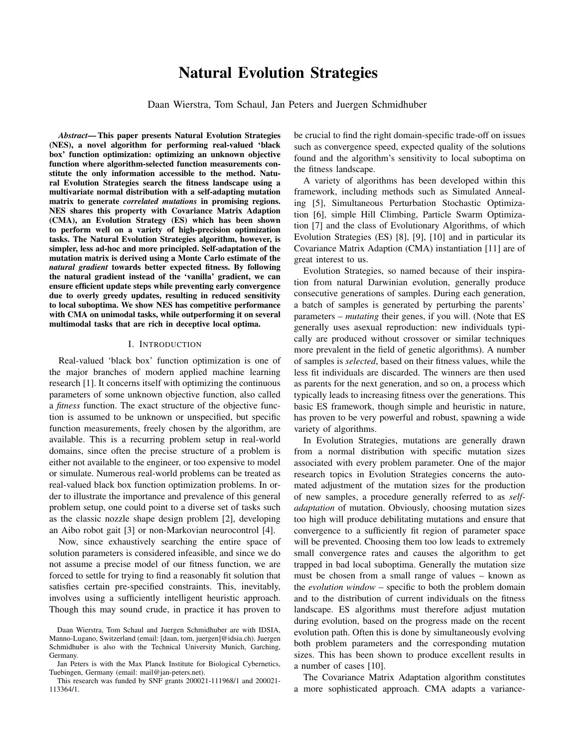# Natural Evolution Strategies

Daan Wierstra, Tom Schaul, Jan Peters and Juergen Schmidhuber

***Abstract*— This paper presents Natural Evolution Strategies (NES), a novel algorithm for performing real-valued 'black box' function optimization: optimizing an unknown objective function where algorithm-selected function measurements constitute the only information accessible to the method. Natural Evolution Strategies search the fitness landscape using a multivariate normal distribution with a self-adapting mutation matrix to generate *correlated mutations* in promising regions. NES shares this property with Covariance Matrix Adaption (CMA), an Evolution Strategy (ES) which has been shown to perform well on a variety of high-precision optimization tasks. The Natural Evolution Strategies algorithm, however, is simpler, less ad-hoc and more principled. Self-adaptation of the mutation matrix is derived using a Monte Carlo estimate of the *natural gradient* towards better expected fitness. By following the natural gradient instead of the 'vanilla' gradient, we can ensure efficient update steps while preventing early convergence due to overly greedy updates, resulting in reduced sensitivity to local suboptima. We show NES has competitive performance with CMA on unimodal tasks, while outperforming it on several multimodal tasks that are rich in deceptive local optima.**

## I. Introduction

Real-valued 'black box' function optimization is one of the major branches of modern applied machine learning research [1]. It concerns itself with optimizing the continuous parameters of some unknown objective function, also called a *fitness* function. The exact structure of the objective function is assumed to be unknown or unspecified, but specific function measurements, freely chosen by the algorithm, are available. This is a recurring problem setup in real-world domains, since often the precise structure of a problem is either not available to the engineer, or too expensive to model or simulate. Numerous real-world problems can be treated as real-valued black box function optimization problems. In order to illustrate the importance and prevalence of this general problem setup, one could point to a diverse set of tasks such as the classic nozzle shape design problem [2], developing an Aibo robot gait [3] or non-Markovian neurocontrol [4].

Now, since exhaustively searching the entire space of solution parameters is considered infeasible, and since we do not assume a precise model of our fitness function, we are forced to settle for trying to find a reasonably fit solution that satisfies certain pre-specified constraints. This, inevitably, involves using a sufficiently intelligent heuristic approach. Though this may sound crude, in practice it has proven to be crucial to find the right domain-specific trade-off on issues such as convergence speed, expected quality of the solutions found and the algorithm's sensitivity to local suboptima on the fitness landscape.

A variety of algorithms has been developed within this framework, including methods such as Simulated Annealing [5], Simultaneous Perturbation Stochastic Optimization [6], simple Hill Climbing, Particle Swarm Optimization [7] and the class of Evolutionary Algorithms, of which Evolution Strategies (ES) [8], [9], [10] and in particular its Covariance Matrix Adaption (CMA) instantiation [11] are of great interest to us.

Evolution Strategies, so named because of their inspiration from natural Darwinian evolution, generally produce consecutive generations of samples. During each generation, a batch of samples is generated by perturbing the parents' parameters – *mutating* their genes, if you will. (Note that ES generally uses asexual reproduction: new individuals typically are produced without crossover or similar techniques more prevalent in the field of genetic algorithms). A number of samples is *selected*, based on their fitness values, while the less fit individuals are discarded. The winners are then used as parents for the next generation, and so on, a process which typically leads to increasing fitness over the generations. This basic ES framework, though simple and heuristic in nature, has proven to be very powerful and robust, spawning a wide variety of algorithms.

In Evolution Strategies, mutations are generally drawn from a normal distribution with specific mutation sizes associated with every problem parameter. One of the major research topics in Evolution Strategies concerns the automated adjustment of the mutation sizes for the production of new samples, a procedure generally referred to as *self-adaptation* of mutation. Obviously, choosing mutation sizes too high will produce debilitating mutations and ensure that convergence to a sufficiently fit region of parameter space will be prevented. Choosing them too low leads to extremely small convergence rates and causes the algorithm to get trapped in bad local suboptima. Generally the mutation size must be chosen from a small range of values – known as the *evolution window* – specific to both the problem domain and to the distribution of current individuals on the fitness landscape. ES algorithms must therefore adjust mutation during evolution, based on the progress made on the recent evolution path. Often this is done by simultaneously evolving both problem parameters and the corresponding mutation sizes. This has been shown to produce excellent results in a number of cases [10].

The Covariance Matrix Adaptation algorithm constitutes a more sophisticated approach. CMA adapts a variance-

Daan Wierstra, Tom Schaul and Juergen Schmidhuber are with IDSIA, Manno-Lugano, Switzerland (email: [daan, tom, juergen]@idsia.ch). Juergen Schmidhuber is also with the Technical University Munich, Garching, Germany.

Jan Peters is with the Max Planck Institute for Biological Cybernetics, Tuebingen, Germany (email: mail@jan-peters.net).

This research was funded by SNF grants 200021-111968/1 and 200021-113364/1.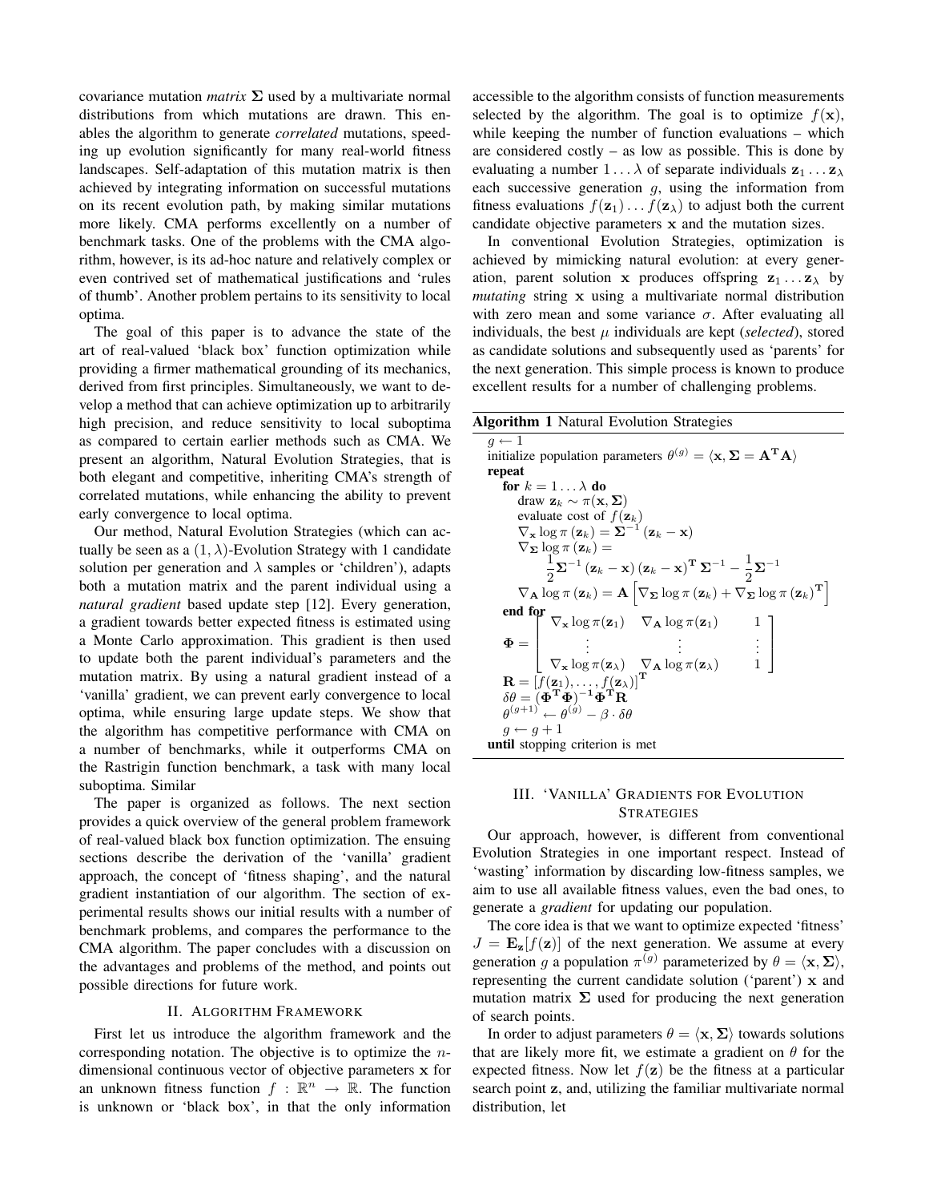covariance mutation *matrix* $\mathbf{\Sigma}$ used by a multivariate normal distributions from which mutations are drawn. This enables the algorithm to generate *correlated* mutations, speeding up evolution significantly for many real-world fitness landscapes. Self-adaptation of this mutation matrix is then achieved by integrating information on successful mutations on its recent evolution path, by making similar mutations more likely. CMA performs excellently on a number of benchmark tasks. One of the problems with the CMA algorithm, however, is its ad-hoc nature and relatively complex or even contrived set of mathematical justifications and 'rules of thumb'. Another problem pertains to its sensitivity to local optima.

The goal of this paper is to advance the state of the art of real-valued 'black box' function optimization while providing a firmer mathematical grounding of its mechanics, derived from first principles. Simultaneously, we want to develop a method that can achieve optimization up to arbitrarily high precision, and reduce sensitivity to local suboptima as compared to certain earlier methods such as CMA. We present an algorithm, Natural Evolution Strategies, that is both elegant and competitive, inheriting CMA's strength of correlated mutations, while enhancing the ability to prevent early convergence to local optima.

Our method, Natural Evolution Strategies (which can actually be seen as a $(1, \lambda)$-Evolution Strategy with 1 candidate solution per generation and $\lambda$ samples or 'children'), adapts both a mutation matrix and the parent individual using a *natural gradient* based update step [12]. Every generation, a gradient towards better expected fitness is estimated using a Monte Carlo approximation. This gradient is then used to update both the parent individual's parameters and the mutation matrix. By using a natural gradient instead of a 'vanilla' gradient, we can prevent early convergence to local optima, while ensuring large update steps. We show that the algorithm has competitive performance with CMA on a number of benchmarks, while it outperforms CMA on the Rastrigin function benchmark, a task with many local suboptima. Similar

The paper is organized as follows. The next section provides a quick overview of the general problem framework of real-valued black box function optimization. The ensuing sections describe the derivation of the 'vanilla' gradient approach, the concept of 'fitness shaping', and the natural gradient instantiation of our algorithm. The section of experimental results shows our initial results with a number of benchmark problems, and compares the performance to the CMA algorithm. The paper concludes with a discussion on the advantages and problems of the method, and points out possible directions for future work.

## II. Algorithm Framework

First let us introduce the algorithm framework and the corresponding notation. The objective is to optimize the $n$-dimensional continuous vector of objective parameters $\mathbf{x}$ for an unknown fitness function $f : \mathbb{R}^n \rightarrow \mathbb{R}$. The function is unknown or 'black box', in that the only information accessible to the algorithm consists of function measurements selected by the algorithm. The goal is to optimize $f(\mathbf{x})$, while keeping the number of function evaluations – which are considered costly – as low as possible. This is done by evaluating a number $1 \ldots \lambda$ of separate individuals $\mathbf{z}_1 \ldots \mathbf{z}_\lambda$ each successive generation $g$, using the information from fitness evaluations $f(\mathbf{z}_1) \ldots f(\mathbf{z}_\lambda)$ to adjust both the current candidate objective parameters $\mathbf{x}$ and the mutation sizes.

In conventional Evolution Strategies, optimization is achieved by mimicking natural evolution: at every generation, parent solution $\mathbf{x}$ produces offspring $\mathbf{z}_1 \ldots \mathbf{z}_\lambda$ by *mutating* string $\mathbf{x}$ using a multivariate normal distribution with zero mean and some variance $\sigma$. After evaluating all individuals, the best $\mu$ individuals are kept (*selected*), stored as candidate solutions and subsequently used as 'parents' for the next generation. This simple process is known to produce excellent results for a number of challenging problems.

**Algorithm 1** Natural Evolution Strategies

$g \leftarrow 1$

initialize population parameters $\theta^{(g)} = \langle \mathbf{x}, \mathbf{\Sigma} = \mathbf{A}^\mathbf{T}\mathbf{A} \rangle$

**repeat**

  **for** $k = 1 \ldots \lambda$ **do**

    draw $\mathbf{z}_k \sim \pi(\mathbf{x}, \mathbf{\Sigma})$

    evaluate cost of $f(\mathbf{z}_k)$

    $\nabla_\mathbf{x} \log \pi(\mathbf{z}_k) = \mathbf{\Sigma}^{-1}(\mathbf{z}_k - \mathbf{x})$

    $\nabla_\mathbf{\Sigma} \log \pi(\mathbf{z}_k) = \frac{1}{2}\mathbf{\Sigma}^{-1}(\mathbf{z}_k - \mathbf{x})(\mathbf{z}_k - \mathbf{x})^\mathbf{T}\mathbf{\Sigma}^{-1} - \frac{1}{2}\mathbf{\Sigma}^{-1}$

    $\nabla_\mathbf{A} \log \pi(\mathbf{z}_k) = \mathbf{A}\left[\nabla_\mathbf{\Sigma} \log \pi(\mathbf{z}_k) + \nabla_\mathbf{\Sigma} \log \pi(\mathbf{z}_k)^\mathbf{T}\right]$

  **end for**

$$\mathbf{\Phi} = \begin{bmatrix} \nabla_\mathbf{x} \log \pi(\mathbf{z}_1) & \nabla_\mathbf{A} \log \pi(\mathbf{z}_1) & 1 \\ \vdots & \vdots & \vdots \\ \nabla_\mathbf{x} \log \pi(\mathbf{z}_\lambda) & \nabla_\mathbf{A} \log \pi(\mathbf{z}_\lambda) & 1 \end{bmatrix}$$

  $\mathbf{R} = [f(\mathbf{z}_1), \ldots, f(\mathbf{z}_\lambda)]^\mathbf{T}$

  $\delta\theta = (\mathbf{\Phi}^\mathbf{T}\mathbf{\Phi})^{-1}\mathbf{\Phi}^\mathbf{T}\mathbf{R}$

  $\theta^{(g+1)} \leftarrow \theta^{(g)} - \beta \cdot \delta\theta$

  $g \leftarrow g + 1$

**until** stopping criterion is met

## III. 'Vanilla' Gradients for Evolution Strategies

Our approach, however, is different from conventional Evolution Strategies in one important respect. Instead of 'wasting' information by discarding low-fitness samples, we aim to use all available fitness values, even the bad ones, to generate a *gradient* for updating our population.

The core idea is that we want to optimize expected 'fitness' $J = \mathbf{E}_\mathbf{z}[f(\mathbf{z})]$ of the next generation. We assume at every generation $g$ a population $\pi^{(g)}$ parameterized by $\theta = \langle \mathbf{x}, \mathbf{\Sigma} \rangle$, representing the current candidate solution ('parent') $\mathbf{x}$ and mutation matrix $\mathbf{\Sigma}$ used for producing the next generation of search points.

In order to adjust parameters $\theta = \langle \mathbf{x}, \mathbf{\Sigma} \rangle$ towards solutions that are likely more fit, we estimate a gradient on $\theta$ for the expected fitness. Now let $f(\mathbf{z})$ be the fitness at a particular search point $\mathbf{z}$, and, utilizing the familiar multivariate normal distribution, let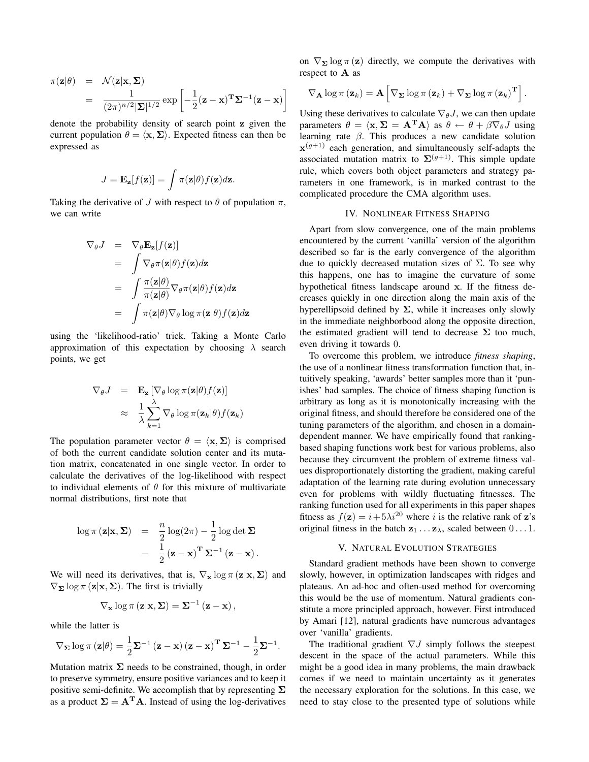$$
\begin{aligned}
\pi(\mathbf{z}|\theta) &= \mathcal{N}(\mathbf{z}|\mathbf{x}, \mathbf{\Sigma}) \\
&= \frac{1}{(2\pi)^{n/2}|\mathbf{\Sigma}|^{1/2}} \exp\left[-\frac{1}{2}(\mathbf{z}-\mathbf{x})^{\mathbf{T}}\mathbf{\Sigma}^{-1}(\mathbf{z}-\mathbf{x})\right]
\end{aligned}
$$

denote the probability density of search point $\mathbf{z}$ given the current population $\theta = \langle \mathbf{x}, \mathbf{\Sigma} \rangle$. Expected fitness can then be expressed as

$$
J = \mathbf{E}_{\mathbf{z}}[f(\mathbf{z})] = \int \pi(\mathbf{z}|\theta) f(\mathbf{z}) d\mathbf{z}.
$$

Taking the derivative of $J$ with respect to $\theta$ of population $\pi$, we can write

$$
\begin{aligned}
\nabla_\theta J &= \nabla_\theta \mathbf{E}_{\mathbf{z}}[f(\mathbf{z})] \\
&= \int \nabla_\theta \pi(\mathbf{z}|\theta) f(\mathbf{z}) d\mathbf{z} \\
&= \int \frac{\pi(\mathbf{z}|\theta)}{\pi(\mathbf{z}|\theta)} \nabla_\theta \pi(\mathbf{z}|\theta) f(\mathbf{z}) d\mathbf{z} \\
&= \int \pi(\mathbf{z}|\theta) \nabla_\theta \log \pi(\mathbf{z}|\theta) f(\mathbf{z}) d\mathbf{z}
\end{aligned}
$$

using the 'likelihood-ratio' trick. Taking a Monte Carlo approximation of this expectation by choosing $\lambda$ search points, we get

$$
\begin{aligned}
\nabla_\theta J &= \mathbf{E}_{\mathbf{z}}\left[\nabla_\theta \log \pi(\mathbf{z}|\theta) f(\mathbf{z})\right] \\
&\approx \frac{1}{\lambda} \sum_{k=1}^{\lambda} \nabla_\theta \log \pi(\mathbf{z}_k|\theta) f(\mathbf{z}_k)
\end{aligned}
$$

The population parameter vector $\theta = \langle \mathbf{x}, \mathbf{\Sigma} \rangle$ is comprised of both the current candidate solution center and its mutation matrix, concatenated in one single vector. In order to calculate the derivatives of the log-likelihood with respect to individual elements of $\theta$ for this mixture of multivariate normal distributions, first note that

$$
\begin{aligned}
\log \pi(\mathbf{z}|\mathbf{x}, \mathbf{\Sigma}) &= \frac{n}{2}\log(2\pi) - \frac{1}{2}\log\det\mathbf{\Sigma} \\
&\quad - \frac{1}{2}(\mathbf{z}-\mathbf{x})^{\mathbf{T}} \mathbf{\Sigma}^{-1} (\mathbf{z}-\mathbf{x}).
\end{aligned}
$$

We will need its derivatives, that is, $\nabla_{\mathbf{x}} \log \pi(\mathbf{z}|\mathbf{x}, \mathbf{\Sigma})$ and $\nabla_{\mathbf{\Sigma}} \log \pi(\mathbf{z}|\mathbf{x}, \mathbf{\Sigma})$. The first is trivially

$$
\nabla_{\mathbf{x}} \log \pi(\mathbf{z}|\mathbf{x}, \mathbf{\Sigma}) = \mathbf{\Sigma}^{-1}(\mathbf{z}-\mathbf{x}),
$$

while the latter is

$$
\nabla_{\mathbf{\Sigma}} \log \pi(\mathbf{z}|\theta) = \frac{1}{2}\mathbf{\Sigma}^{-1}(\mathbf{z}-\mathbf{x})(\mathbf{z}-\mathbf{x})^{\mathbf{T}} \mathbf{\Sigma}^{-1} - \frac{1}{2}\mathbf{\Sigma}^{-1}.
$$

Mutation matrix $\mathbf{\Sigma}$ needs to be constrained, though, in order to preserve symmetry, ensure positive variances and to keep it positive semi-definite. We accomplish that by representing $\mathbf{\Sigma}$ as a product $\mathbf{\Sigma} = \mathbf{A}^{\mathbf{T}}\mathbf{A}$. Instead of using the log-derivatives on $\nabla_{\mathbf{\Sigma}} \log \pi(\mathbf{z})$ directly, we compute the derivatives with respect to $\mathbf{A}$ as

$$
\nabla_{\mathbf{A}} \log \pi(\mathbf{z}_k) = \mathbf{A}\left[\nabla_{\mathbf{\Sigma}} \log \pi(\mathbf{z}_k) + \nabla_{\mathbf{\Sigma}} \log \pi(\mathbf{z}_k)^{\mathbf{T}}\right].
$$

Using these derivatives to calculate $\nabla_\theta J$, we can then update parameters $\theta = \langle \mathbf{x}, \mathbf{\Sigma} = \mathbf{A}^{\mathbf{T}}\mathbf{A} \rangle$ as $\theta \leftarrow \theta + \beta \nabla_\theta J$ using learning rate $\beta$. This produces a new candidate solution $\mathbf{x}^{(g+1)}$ each generation, and simultaneously self-adapts the associated mutation matrix to $\mathbf{\Sigma}^{(g+1)}$. This simple update rule, which covers both object parameters and strategy parameters in one framework, is in marked contrast to the complicated procedure the CMA algorithm uses.

## IV. Nonlinear Fitness Shaping

Apart from slow convergence, one of the main problems encountered by the current 'vanilla' version of the algorithm described so far is the early convergence of the algorithm due to quickly decreased mutation sizes of $\Sigma$. To see why this happens, one has to imagine the curvature of some hypothetical fitness landscape around $\mathbf{x}$. If the fitness decreases quickly in one direction along the main axis of the hyperellipsoid defined by $\mathbf{\Sigma}$, while it increases only slowly in the immediate neighborbood along the opposite direction, the estimated gradient will tend to decrease $\mathbf{\Sigma}$ too much, even driving it towards 0.

To overcome this problem, we introduce *fitness shaping*, the use of a nonlinear fitness transformation function that, intuitively speaking, 'awards' better samples more than it 'punishes' bad samples. The choice of fitness shaping function is arbitrary as long as it is monotonically increasing with the original fitness, and should therefore be considered one of the tuning parameters of the algorithm, and chosen in a domain-dependent manner. We have empirically found that ranking-based shaping functions work best for various problems, also because they circumvent the problem of extreme fitness values disproportionately distorting the gradient, making careful adaptation of the learning rate during evolution unnecessary even for problems with wildly fluctuating fitnesses. The ranking function used for all experiments in this paper shapes fitness as $f(\mathbf{z}) = i + 5\lambda i^{20}$ where $i$ is the relative rank of $\mathbf{z}$'s original fitness in the batch $\mathbf{z}_1 \ldots \mathbf{z}_\lambda$, scaled between $0 \ldots 1$.

## V. Natural Evolution Strategies

Standard gradient methods have been shown to converge slowly, however, in optimization landscapes with ridges and plateaus. An ad-hoc and often-used method for overcoming this would be the use of momentum. Natural gradients constitute a more principled approach, however. First introduced by Amari [12], natural gradients have numerous advantages over 'vanilla' gradients.

The traditional gradient $\nabla J$ simply follows the steepest descent in the space of the actual parameters. While this might be a good idea in many problems, the main drawback comes if we need to maintain uncertainty as it generates the necessary exploration for the solutions. In this case, we need to stay close to the presented type of solutions while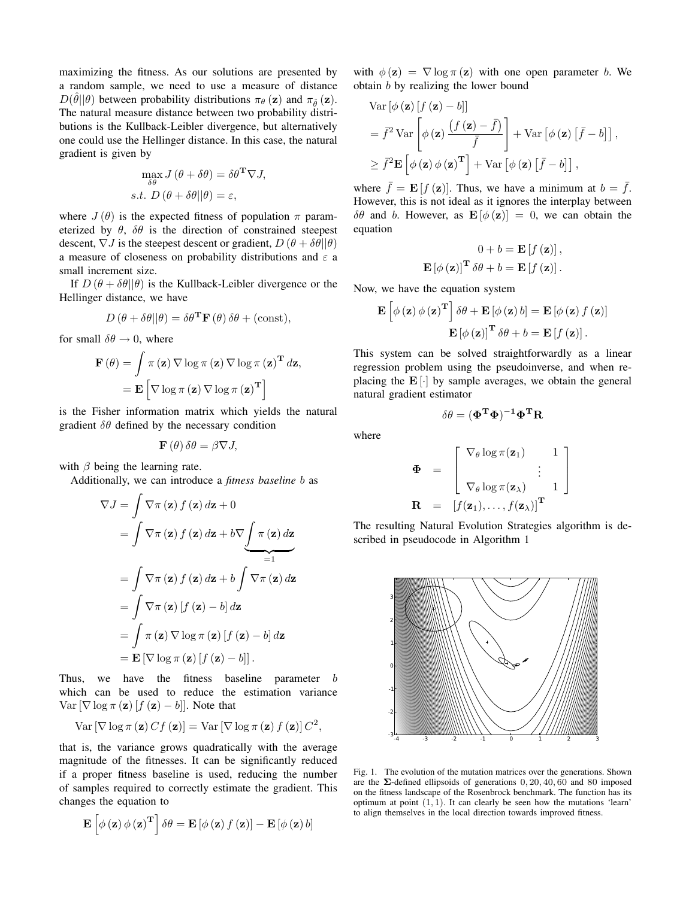maximizing the fitness. As our solutions are presented by a random sample, we need to use a measure of distance $D(\hat{\theta}||\theta)$ between probability distributions $\pi_\theta(\mathbf{z})$ and $\pi_{\hat{\theta}}(\mathbf{z})$. The natural measure distance between two probability distributions is the Kullback-Leibler divergence, but alternatively one could use the Hellinger distance. In this case, the natural gradient is given by

$$\max_{\delta\theta} J(\theta + \delta\theta) = \delta\theta^{\mathbf{T}} \nabla J,$$
$$s.t.\ D(\theta + \delta\theta || \theta) = \varepsilon,$$

where $J(\theta)$ is the expected fitness of population $\pi$ parameterized by $\theta$, $\delta\theta$ is the direction of constrained steepest descent, $\nabla J$ is the steepest descent or gradient, $D(\theta + \delta\theta||\theta)$ a measure of closeness on probability distributions and $\varepsilon$ a small increment size.

If $D(\theta + \delta\theta||\theta)$ is the Kullback-Leibler divergence or the Hellinger distance, we have

$$D(\theta + \delta\theta||\theta) = \delta\theta^{\mathbf{T}} \mathbf{F}(\theta)\, \delta\theta + (\text{const}),$$

for small $\delta\theta \to 0$, where

$$\begin{aligned}
\mathbf{F}(\theta) &= \int \pi(\mathbf{z}) \nabla \log \pi(\mathbf{z}) \nabla \log \pi(\mathbf{z})^{\mathbf{T}} d\mathbf{z}, \\
&= \mathbf{E}\left[\nabla \log \pi(\mathbf{z}) \nabla \log \pi(\mathbf{z})^{\mathbf{T}}\right]
\end{aligned}$$

is the Fisher information matrix which yields the natural gradient $\delta\theta$ defined by the necessary condition

$$\mathbf{F}(\theta)\, \delta\theta = \beta \nabla J,$$

with $\beta$ being the learning rate.

Additionally, we can introduce a *fitness baseline* $b$ as

$$\begin{aligned}
\nabla J &= \int \nabla \pi(\mathbf{z}) f(\mathbf{z})\, d\mathbf{z} + 0 \\
&= \int \nabla \pi(\mathbf{z}) f(\mathbf{z})\, d\mathbf{z} + b \nabla \underbrace{\int \pi(\mathbf{z})\, d\mathbf{z}}_{=1} \\
&= \int \nabla \pi(\mathbf{z}) f(\mathbf{z})\, d\mathbf{z} + b \int \nabla \pi(\mathbf{z})\, d\mathbf{z} \\
&= \int \nabla \pi(\mathbf{z}) \left[f(\mathbf{z}) - b\right] d\mathbf{z} \\
&= \int \pi(\mathbf{z}) \nabla \log \pi(\mathbf{z}) \left[f(\mathbf{z}) - b\right] d\mathbf{z} \\
&= \mathbf{E}\left[\nabla \log \pi(\mathbf{z}) \left[f(\mathbf{z}) - b\right]\right].
\end{aligned}$$

Thus, we have the fitness baseline parameter $b$ which can be used to reduce the estimation variance $\text{Var}\left[\nabla \log \pi(\mathbf{z}) \left[f(\mathbf{z}) - b\right]\right]$. Note that

$$\text{Var}\left[\nabla \log \pi(\mathbf{z})\, C f(\mathbf{z})\right] = \text{Var}\left[\nabla \log \pi(\mathbf{z}) f(\mathbf{z})\right] C^2,$$

that is, the variance grows quadratically with the average magnitude of the fitnesses. It can be significantly reduced if a proper fitness baseline is used, reducing the number of samples required to correctly estimate the gradient. This changes the equation to

$$\mathbf{E}\left[\phi(\mathbf{z}) \phi(\mathbf{z})^{\mathbf{T}}\right] \delta\theta = \mathbf{E}\left[\phi(\mathbf{z}) f(\mathbf{z})\right] - \mathbf{E}\left[\phi(\mathbf{z})\, b\right]$$

with $\phi(\mathbf{z}) = \nabla \log \pi(\mathbf{z})$ with one open parameter $b$. We obtain $b$ by realizing the lower bound

$$\begin{aligned}
&\text{Var}\left[\phi(\mathbf{z}) \left[f(\mathbf{z}) - b\right]\right] \\
&= \bar{f}^2 \,\text{Var}\left[\phi(\mathbf{z}) \frac{\left(f(\mathbf{z}) - \bar{f}\right)}{\bar{f}}\right] + \text{Var}\left[\phi(\mathbf{z}) \left[\bar{f} - b\right]\right], \\
&\geq \bar{f}^2 \mathbf{E}\left[\phi(\mathbf{z}) \phi(\mathbf{z})^{\mathbf{T}}\right] + \text{Var}\left[\phi(\mathbf{z}) \left[\bar{f} - b\right]\right],
\end{aligned}$$

where $\bar{f} = \mathbf{E}\left[f(\mathbf{z})\right]$. Thus, we have a minimum at $b = \bar{f}$. However, this is not ideal as it ignores the interplay between $\delta\theta$ and $b$. However, as $\mathbf{E}\left[\phi(\mathbf{z})\right] = 0$, we can obtain the equation

$$\begin{aligned}
0 + b &= \mathbf{E}\left[f(\mathbf{z})\right], \\
\mathbf{E}\left[\phi(\mathbf{z})\right]^{\mathbf{T}} \delta\theta + b &= \mathbf{E}\left[f(\mathbf{z})\right].
\end{aligned}$$

Now, we have the equation system

$$\begin{aligned}
\mathbf{E}\left[\phi(\mathbf{z}) \phi(\mathbf{z})^{\mathbf{T}}\right] \delta\theta + \mathbf{E}\left[\phi(\mathbf{z})\, b\right] &= \mathbf{E}\left[\phi(\mathbf{z}) f(\mathbf{z})\right] \\
\mathbf{E}\left[\phi(\mathbf{z})\right]^{\mathbf{T}} \delta\theta + b &= \mathbf{E}\left[f(\mathbf{z})\right].
\end{aligned}$$

This system can be solved straightforwardly as a linear regression problem using the pseudoinverse, and when replacing the $\mathbf{E}[\cdot]$ by sample averages, we obtain the general natural gradient estimator

$$\delta\theta = (\mathbf{\Phi}^{\mathbf{T}} \mathbf{\Phi})^{-1} \mathbf{\Phi}^{\mathbf{T}} \mathbf{R}$$

where

$$\begin{aligned}
\mathbf{\Phi} &= \begin{bmatrix} \nabla_\theta \log \pi(\mathbf{z}_1) & 1 \\ & \vdots \\ \nabla_\theta \log \pi(\mathbf{z}_\lambda) & 1 \end{bmatrix} \\
\mathbf{R} &= \left[f(\mathbf{z}_1), \ldots, f(\mathbf{z}_\lambda)\right]^{\mathbf{T}}
\end{aligned}$$

The resulting Natural Evolution Strategies algorithm is described in pseudocode in Algorithm 1

Fig. 1. The evolution of the mutation matrices over the generations. Shown are the $\mathbf{\Sigma}$-defined ellipsoids of generations $0, 20, 40, 60$ and $80$ imposed on the fitness landscape of the Rosenbrock benchmark. The function has its optimum at point $(1, 1)$. It can clearly be seen how the mutations 'learn' to align themselves in the local direction towards improved fitness.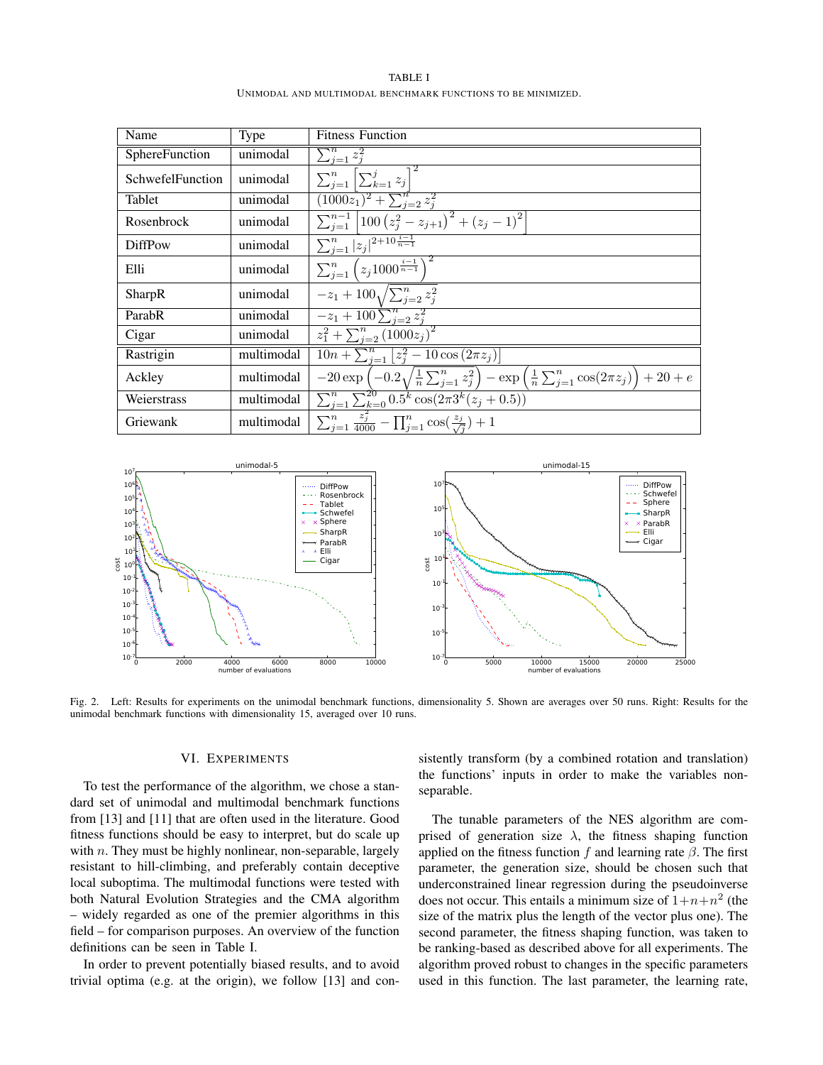TABLE I

UNIMODAL AND MULTIMODAL BENCHMARK FUNCTIONS TO BE MINIMIZED.

| Name | Type | Fitness Function |
|---|---|---|
| SphereFunction | unimodal | $\sum_{j=1}^{n} z_j^2$ |
| SchwefelFunction | unimodal | $\sum_{j=1}^{n} \left[\sum_{k=1}^{j} z_j\right]^2$ |
| Tablet | unimodal | $(1000z_1)^2 + \sum_{j=2}^{n} z_j^2$ |
| Rosenbrock | unimodal | $\sum_{j=1}^{n-1} \left[100\left(z_j^2 - z_{j+1}\right)^2 + (z_j - 1)^2\right]$ |
| DiffPow | unimodal | $\sum_{j=1}^{n} \lvert z_j \rvert^{2+10\frac{i-1}{n-1}}$ |
| Elli | unimodal | $\sum_{j=1}^{n} \left(z_j 1000^{\frac{i-1}{n-1}}\right)^2$ |
| SharpR | unimodal | $-z_1 + 100\sqrt{\sum_{j=2}^{n} z_j^2}$ |
| ParabR | unimodal | $-z_1 + 100\sum_{j=2}^{n} z_j^2$ |
| Cigar | unimodal | $z_1^2 + \sum_{j=2}^{n} (1000 z_j)^2$ |
| Rastrigin | multimodal | $10n + \sum_{j=1}^{n} \left[z_j^2 - 10\cos(2\pi z_j)\right]$ |
| Ackley | multimodal | $-20\exp\left(-0.2\sqrt{\frac{1}{n}\sum_{j=1}^{n} z_j^2}\right) - \exp\left(\frac{1}{n}\sum_{j=1}^{n}\cos(2\pi z_j)\right) + 20 + e$ |
| Weierstrass | multimodal | $\sum_{j=1}^{n}\sum_{k=0}^{20} 0.5^k \cos(2\pi 3^k (z_j + 0.5))$ |
| Griewank | multimodal | $\sum_{j=1}^{n} \frac{z_j^2}{4000} - \prod_{j=1}^{n}\cos(\frac{z_j}{\sqrt{j}}) + 1$ |

Fig. 2. Left: Results for experiments on the unimodal benchmark functions, dimensionality 5. Shown are averages over 50 runs. Right: Results for the unimodal benchmark functions with dimensionality 15, averaged over 10 runs.

## VI. EXPERIMENTS

To test the performance of the algorithm, we chose a standard set of unimodal and multimodal benchmark functions from [13] and [11] that are often used in the literature. Good fitness functions should be easy to interpret, but do scale up with $n$. They must be highly nonlinear, non-separable, largely resistant to hill-climbing, and preferably contain deceptive local suboptima. The multimodal functions were tested with both Natural Evolution Strategies and the CMA algorithm – widely regarded as one of the premier algorithms in this field – for comparison purposes. An overview of the function definitions can be seen in Table I.

In order to prevent potentially biased results, and to avoid trivial optima (e.g. at the origin), we follow [13] and consistently transform (by a combined rotation and translation) the functions' inputs in order to make the variables non-separable.

The tunable parameters of the NES algorithm are comprised of generation size $\lambda$, the fitness shaping function applied on the fitness function $f$ and learning rate $\beta$. The first parameter, the generation size, should be chosen such that underconstrained linear regression during the pseudoinverse does not occur. This entails a minimum size of $1+n+n^2$ (the size of the matrix plus the length of the vector plus one). The second parameter, the fitness shaping function, was taken to be ranking-based as described above for all experiments. The algorithm proved robust to changes in the specific parameters used in this function. The last parameter, the learning rate,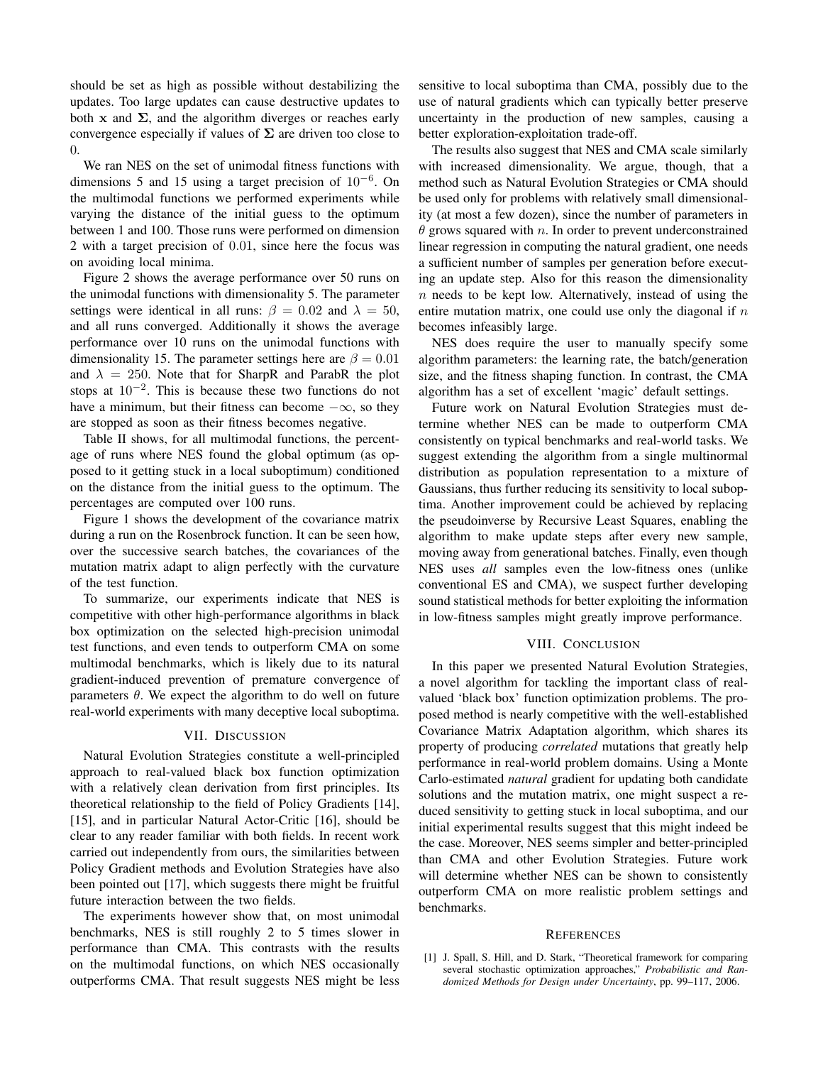should be set as high as possible without destabilizing the updates. Too large updates can cause destructive updates to both $\mathbf{x}$ and $\mathbf{\Sigma}$, and the algorithm diverges or reaches early convergence especially if values of $\mathbf{\Sigma}$ are driven too close to 0.

We ran NES on the set of unimodal fitness functions with dimensions 5 and 15 using a target precision of $10^{-6}$. On the multimodal functions we performed experiments while varying the distance of the initial guess to the optimum between 1 and 100. Those runs were performed on dimension 2 with a target precision of 0.01, since here the focus was on avoiding local minima.

Figure 2 shows the average performance over 50 runs on the unimodal functions with dimensionality 5. The parameter settings were identical in all runs: $\beta = 0.02$ and $\lambda = 50$, and all runs converged. Additionally it shows the average performance over 10 runs on the unimodal functions with dimensionality 15. The parameter settings here are $\beta = 0.01$ and $\lambda = 250$. Note that for SharpR and ParabR the plot stops at $10^{-2}$. This is because these two functions do not have a minimum, but their fitness can become $-\infty$, so they are stopped as soon as their fitness becomes negative.

Table II shows, for all multimodal functions, the percentage of runs where NES found the global optimum (as opposed to it getting stuck in a local suboptimum) conditioned on the distance from the initial guess to the optimum. The percentages are computed over 100 runs.

Figure 1 shows the development of the covariance matrix during a run on the Rosenbrock function. It can be seen how, over the successive search batches, the covariances of the mutation matrix adapt to align perfectly with the curvature of the test function.

To summarize, our experiments indicate that NES is competitive with other high-performance algorithms in black box optimization on the selected high-precision unimodal test functions, and even tends to outperform CMA on some multimodal benchmarks, which is likely due to its natural gradient-induced prevention of premature convergence of parameters $\theta$. We expect the algorithm to do well on future real-world experiments with many deceptive local suboptima.

## VII. Discussion

Natural Evolution Strategies constitute a well-principled approach to real-valued black box function optimization with a relatively clean derivation from first principles. Its theoretical relationship to the field of Policy Gradients [14], [15], and in particular Natural Actor-Critic [16], should be clear to any reader familiar with both fields. In recent work carried out independently from ours, the similarities between Policy Gradient methods and Evolution Strategies have also been pointed out [17], which suggests there might be fruitful future interaction between the two fields.

The experiments however show that, on most unimodal benchmarks, NES is still roughly 2 to 5 times slower in performance than CMA. This contrasts with the results on the multimodal functions, on which NES occasionally outperforms CMA. That result suggests NES might be less sensitive to local suboptima than CMA, possibly due to the use of natural gradients which can typically better preserve uncertainty in the production of new samples, causing a better exploration-exploitation trade-off.

The results also suggest that NES and CMA scale similarly with increased dimensionality. We argue, though, that a method such as Natural Evolution Strategies or CMA should be used only for problems with relatively small dimensionality (at most a few dozen), since the number of parameters in $\theta$ grows squared with $n$. In order to prevent underconstrained linear regression in computing the natural gradient, one needs a sufficient number of samples per generation before executing an update step. Also for this reason the dimensionality $n$ needs to be kept low. Alternatively, instead of using the entire mutation matrix, one could use only the diagonal if $n$ becomes infeasibly large.

NES does require the user to manually specify some algorithm parameters: the learning rate, the batch/generation size, and the fitness shaping function. In contrast, the CMA algorithm has a set of excellent 'magic' default settings.

Future work on Natural Evolution Strategies must determine whether NES can be made to outperform CMA consistently on typical benchmarks and real-world tasks. We suggest extending the algorithm from a single multinormal distribution as population representation to a mixture of Gaussians, thus further reducing its sensitivity to local suboptima. Another improvement could be achieved by replacing the pseudoinverse by Recursive Least Squares, enabling the algorithm to make update steps after every new sample, moving away from generational batches. Finally, even though NES uses *all* samples even the low-fitness ones (unlike conventional ES and CMA), we suspect further developing sound statistical methods for better exploiting the information in low-fitness samples might greatly improve performance.

## VIII. Conclusion

In this paper we presented Natural Evolution Strategies, a novel algorithm for tackling the important class of real-valued 'black box' function optimization problems. The proposed method is nearly competitive with the well-established Covariance Matrix Adaptation algorithm, which shares its property of producing *correlated* mutations that greatly help performance in real-world problem domains. Using a Monte Carlo-estimated *natural* gradient for updating both candidate solutions and the mutation matrix, one might suspect a reduced sensitivity to getting stuck in local suboptima, and our initial experimental results suggest that this might indeed be the case. Moreover, NES seems simpler and better-principled than CMA and other Evolution Strategies. Future work will determine whether NES can be shown to consistently outperform CMA on more realistic problem settings and benchmarks.

## References

[1] J. Spall, S. Hill, and D. Stark, "Theoretical framework for comparing several stochastic optimization approaches," *Probabilistic and Randomized Methods for Design under Uncertainty*, pp. 99–117, 2006.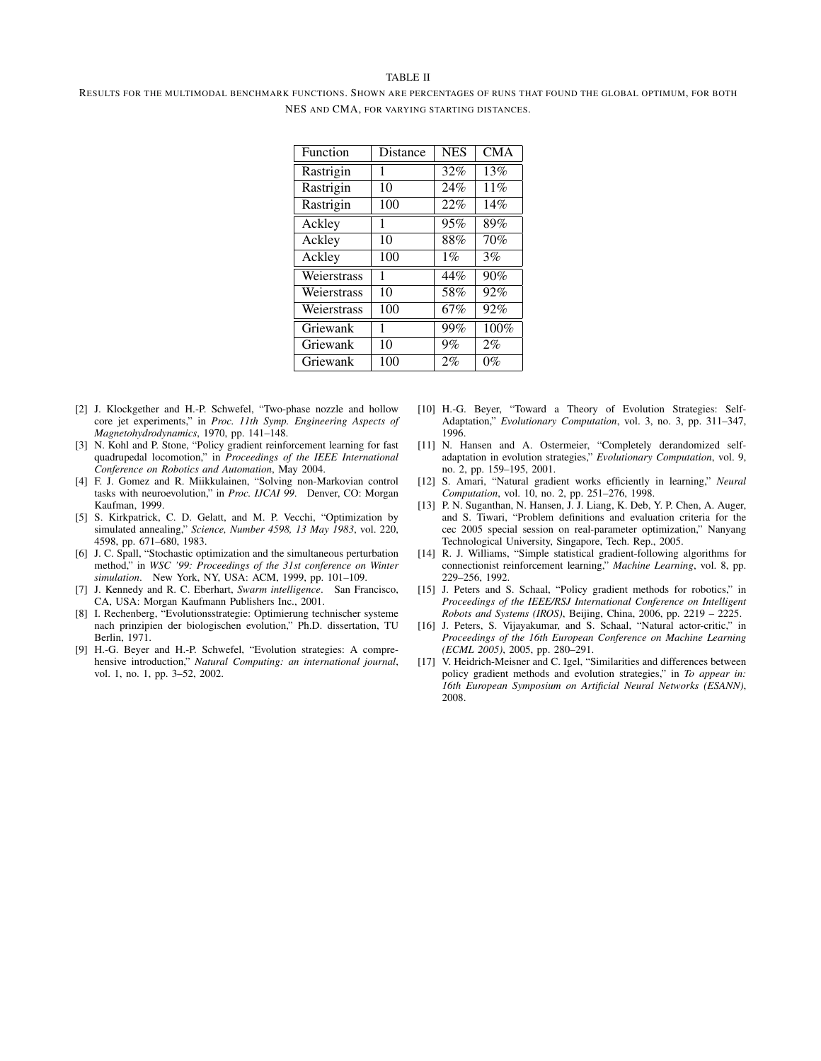TABLE II

RESULTS FOR THE MULTIMODAL BENCHMARK FUNCTIONS. SHOWN ARE PERCENTAGES OF RUNS THAT FOUND THE GLOBAL OPTIMUM, FOR BOTH NES AND CMA, FOR VARYING STARTING DISTANCES.

| Function | Distance | NES | CMA |
|---|---|---|---|
| Rastrigin | 1 | 32% | 13% |
| Rastrigin | 10 | 24% | 11% |
| Rastrigin | 100 | 22% | 14% |
| Ackley | 1 | 95% | 89% |
| Ackley | 10 | 88% | 70% |
| Ackley | 100 | 1% | 3% |
| Weierstrass | 1 | 44% | 90% |
| Weierstrass | 10 | 58% | 92% |
| Weierstrass | 100 | 67% | 92% |
| Griewank | 1 | 99% | 100% |
| Griewank | 10 | 9% | 2% |
| Griewank | 100 | 2% | 0% |

[2] J. Klockgether and H.-P. Schwefel, "Two-phase nozzle and hollow core jet experiments," in *Proc. 11th Symp. Engineering Aspects of Magnetohydrodynamics*, 1970, pp. 141–148.

[3] N. Kohl and P. Stone, "Policy gradient reinforcement learning for fast quadrupedal locomotion," in *Proceedings of the IEEE International Conference on Robotics and Automation*, May 2004.

[4] F. J. Gomez and R. Miikkulainen, "Solving non-Markovian control tasks with neuroevolution," in *Proc. IJCAI 99*. Denver, CO: Morgan Kaufman, 1999.

[5] S. Kirkpatrick, C. D. Gelatt, and M. P. Vecchi, "Optimization by simulated annealing," *Science, Number 4598, 13 May 1983*, vol. 220, 4598, pp. 671–680, 1983.

[6] J. C. Spall, "Stochastic optimization and the simultaneous perturbation method," in *WSC '99: Proceedings of the 31st conference on Winter simulation*. New York, NY, USA: ACM, 1999, pp. 101–109.

[7] J. Kennedy and R. C. Eberhart, *Swarm intelligence*. San Francisco, CA, USA: Morgan Kaufmann Publishers Inc., 2001.

[8] I. Rechenberg, "Evolutionsstrategie: Optimierung technischer systeme nach prinzipien der biologischen evolution," Ph.D. dissertation, TU Berlin, 1971.

[9] H.-G. Beyer and H.-P. Schwefel, "Evolution strategies: A comprehensive introduction," *Natural Computing: an international journal*, vol. 1, no. 1, pp. 3–52, 2002.

[10] H.-G. Beyer, "Toward a Theory of Evolution Strategies: Self-Adaptation," *Evolutionary Computation*, vol. 3, no. 3, pp. 311–347, 1996.

[11] N. Hansen and A. Ostermeier, "Completely derandomized self-adaptation in evolution strategies," *Evolutionary Computation*, vol. 9, no. 2, pp. 159–195, 2001.

[12] S. Amari, "Natural gradient works efficiently in learning," *Neural Computation*, vol. 10, no. 2, pp. 251–276, 1998.

[13] P. N. Suganthan, N. Hansen, J. J. Liang, K. Deb, Y. P. Chen, A. Auger, and S. Tiwari, "Problem definitions and evaluation criteria for the cec 2005 special session on real-parameter optimization," Nanyang Technological University, Singapore, Tech. Rep., 2005.

[14] R. J. Williams, "Simple statistical gradient-following algorithms for connectionist reinforcement learning," *Machine Learning*, vol. 8, pp. 229–256, 1992.

[15] J. Peters and S. Schaal, "Policy gradient methods for robotics," in *Proceedings of the IEEE/RSJ International Conference on Intelligent Robots and Systems (IROS)*, Beijing, China, 2006, pp. 2219 – 2225.

[16] J. Peters, S. Vijayakumar, and S. Schaal, "Natural actor-critic," in *Proceedings of the 16th European Conference on Machine Learning (ECML 2005)*, 2005, pp. 280–291.

[17] V. Heidrich-Meisner and C. Igel, "Similarities and differences between policy gradient methods and evolution strategies," in *To appear in: 16th European Symposium on Artificial Neural Networks (ESANN)*, 2008.